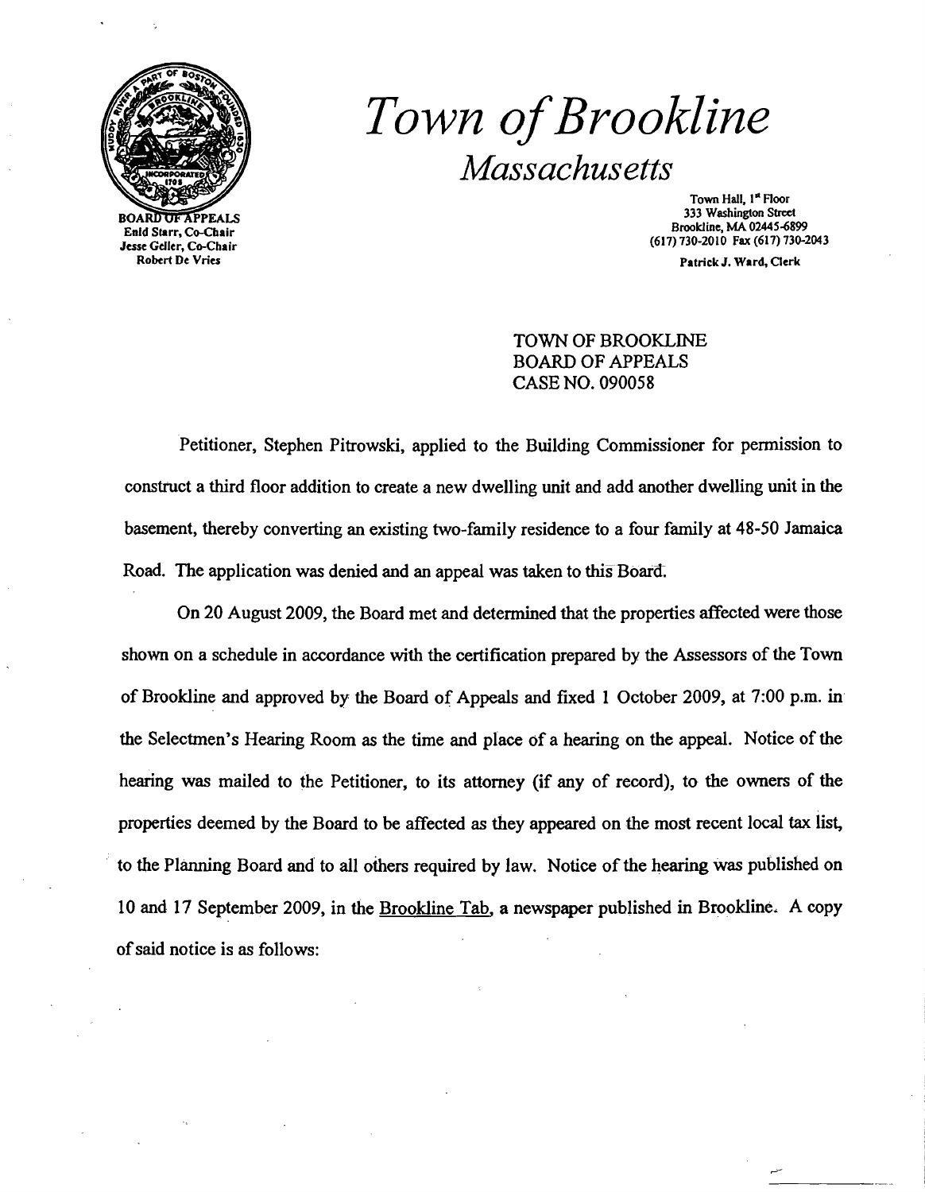# Town of Brookline

## Massachusetts

BOARD OF APPEALS
Enid Starr, Co-Chair
Jesse Geller, Co-Chair
Robert De Vries

Town Hall, 1st Floor
333 Washington Street
Brookline, MA 02445-6899
(617) 730-2010 Fax (617) 730-2043

Patrick J. Ward, Clerk

TOWN OF BROOKLINE
BOARD OF APPEALS
CASE NO. 090058

Petitioner, Stephen Pitrowski, applied to the Building Commissioner for permission to construct a third floor addition to create a new dwelling unit and add another dwelling unit in the basement, thereby converting an existing two-family residence to a four family at 48-50 Jamaica Road. The application was denied and an appeal was taken to this Board.

On 20 August 2009, the Board met and determined that the properties affected were those shown on a schedule in accordance with the certification prepared by the Assessors of the Town of Brookline and approved by the Board of Appeals and fixed 1 October 2009, at 7:00 p.m. in the Selectmen's Hearing Room as the time and place of a hearing on the appeal. Notice of the hearing was mailed to the Petitioner, to its attorney (if any of record), to the owners of the properties deemed by the Board to be affected as they appeared on the most recent local tax list, to the Planning Board and to all others required by law. Notice of the hearing was published on 10 and 17 September 2009, in the Brookline Tab, a newspaper published in Brookline. A copy of said notice is as follows: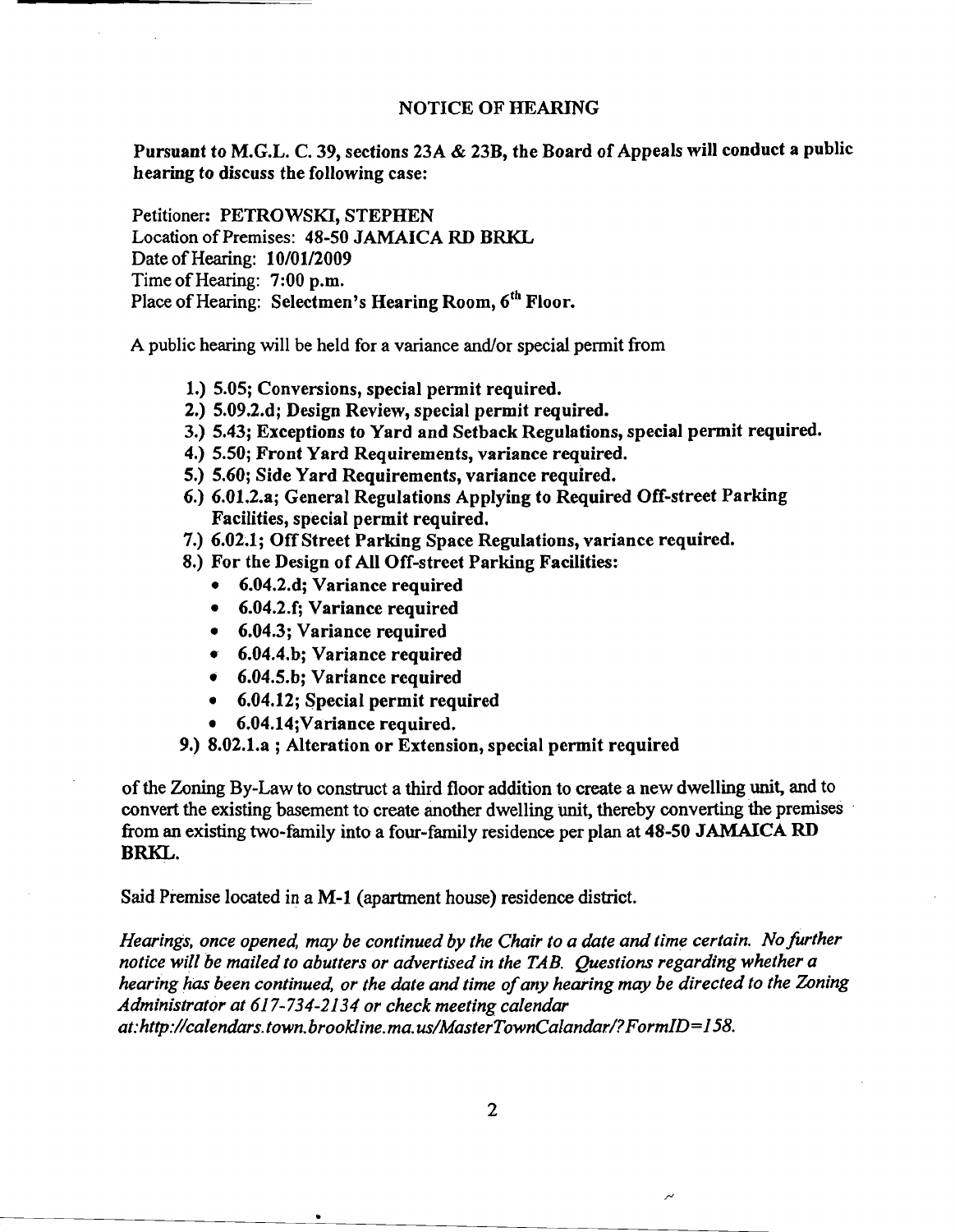# NOTICE OF HEARING

**Pursuant to M.G.L. C. 39, sections 23A & 23B, the Board of Appeals will conduct a public hearing to discuss the following case:**

Petitioner: **PETROWSKI, STEPHEN**
Location of Premises: **48-50 JAMAICA RD BRKL**
Date of Hearing: **10/01/2009**
Time of Hearing: **7:00 p.m.**
Place of Hearing: **Selectmen's Hearing Room, 6th Floor.**

A public hearing will be held for a variance and/or special permit from

1.) **5.05; Conversions, special permit required.**
2.) **5.09.2.d; Design Review, special permit required.**
3.) **5.43; Exceptions to Yard and Setback Regulations, special permit required.**
4.) **5.50; Front Yard Requirements, variance required.**
5.) **5.60; Side Yard Requirements, variance required.**
6.) **6.01.2.a; General Regulations Applying to Required Off-street Parking Facilities, special permit required.**
7.) **6.02.1; Off Street Parking Space Regulations, variance required.**
8.) **For the Design of All Off-street Parking Facilities:**
   - **6.04.2.d; Variance required**
   - **6.04.2.f; Variance required**
   - **6.04.3; Variance required**
   - **6.04.4.b; Variance required**
   - **6.04.5.b; Variance required**
   - **6.04.12; Special permit required**
   - **6.04.14;Variance required.**
9.) **8.02.1.a ; Alteration or Extension, special permit required**

of the Zoning By-Law to construct a third floor addition to create a new dwelling unit, and to convert the existing basement to create another dwelling unit, thereby converting the premises from an existing two-family into a four-family residence per plan at **48-50 JAMAICA RD BRKL.**

Said Premise located in a **M-1** (apartment house) residence district.

*Hearings, once opened, may be continued by the Chair to a date and time certain. No further notice will be mailed to abutters or advertised in the TAB. Questions regarding whether a hearing has been continued, or the date and time of any hearing may be directed to the Zoning Administrator at 617-734-2134 or check meeting calendar at:http://calendars.town.brookline.ma.us/MasterTownCalandar/?FormID=158.*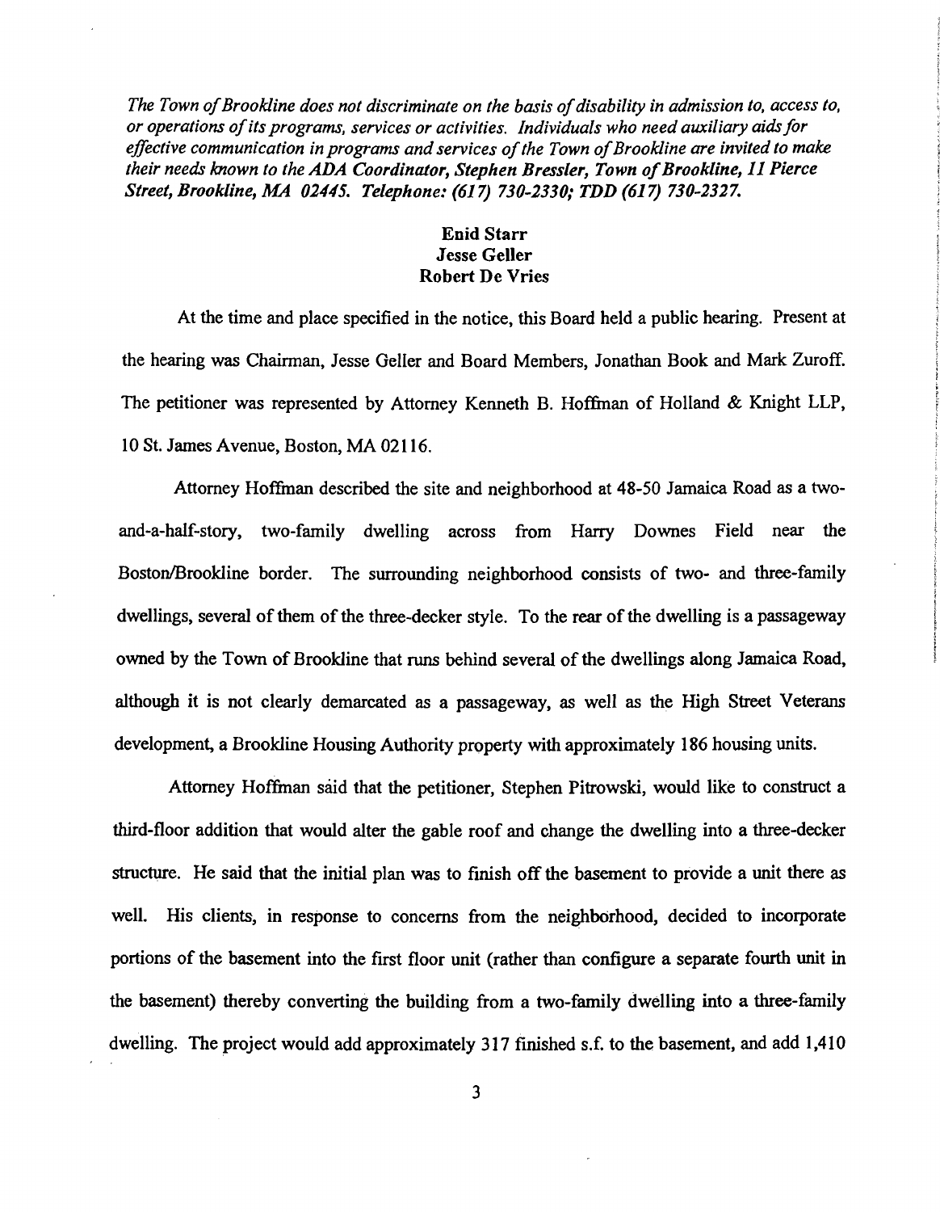*The Town of Brookline does not discriminate on the basis of disability in admission to, access to, or operations of its programs, services or activities. Individuals who need auxiliary aids for effective communication in programs and services of the Town of Brookline are invited to make their needs known to the ADA Coordinator, Stephen Bressler, Town of Brookline, 11 Pierce Street, Brookline, MA 02445. Telephone: (617) 730-2330; TDD (617) 730-2327.*

**Enid Starr**
**Jesse Geller**
**Robert De Vries**

At the time and place specified in the notice, this Board held a public hearing. Present at the hearing was Chairman, Jesse Geller and Board Members, Jonathan Book and Mark Zuroff. The petitioner was represented by Attorney Kenneth B. Hoffman of Holland & Knight LLP, 10 St. James Avenue, Boston, MA 02116.

Attorney Hoffman described the site and neighborhood at 48-50 Jamaica Road as a two-and-a-half-story, two-family dwelling across from Harry Downes Field near the Boston/Brookline border. The surrounding neighborhood consists of two- and three-family dwellings, several of them of the three-decker style. To the rear of the dwelling is a passageway owned by the Town of Brookline that runs behind several of the dwellings along Jamaica Road, although it is not clearly demarcated as a passageway, as well as the High Street Veterans development, a Brookline Housing Authority property with approximately 186 housing units.

Attorney Hoffman said that the petitioner, Stephen Pitrowski, would like to construct a third-floor addition that would alter the gable roof and change the dwelling into a three-decker structure. He said that the initial plan was to finish off the basement to provide a unit there as well. His clients, in response to concerns from the neighborhood, decided to incorporate portions of the basement into the first floor unit (rather than configure a separate fourth unit in the basement) thereby converting the building from a two-family dwelling into a three-family dwelling. The project would add approximately 317 finished s.f. to the basement, and add 1,410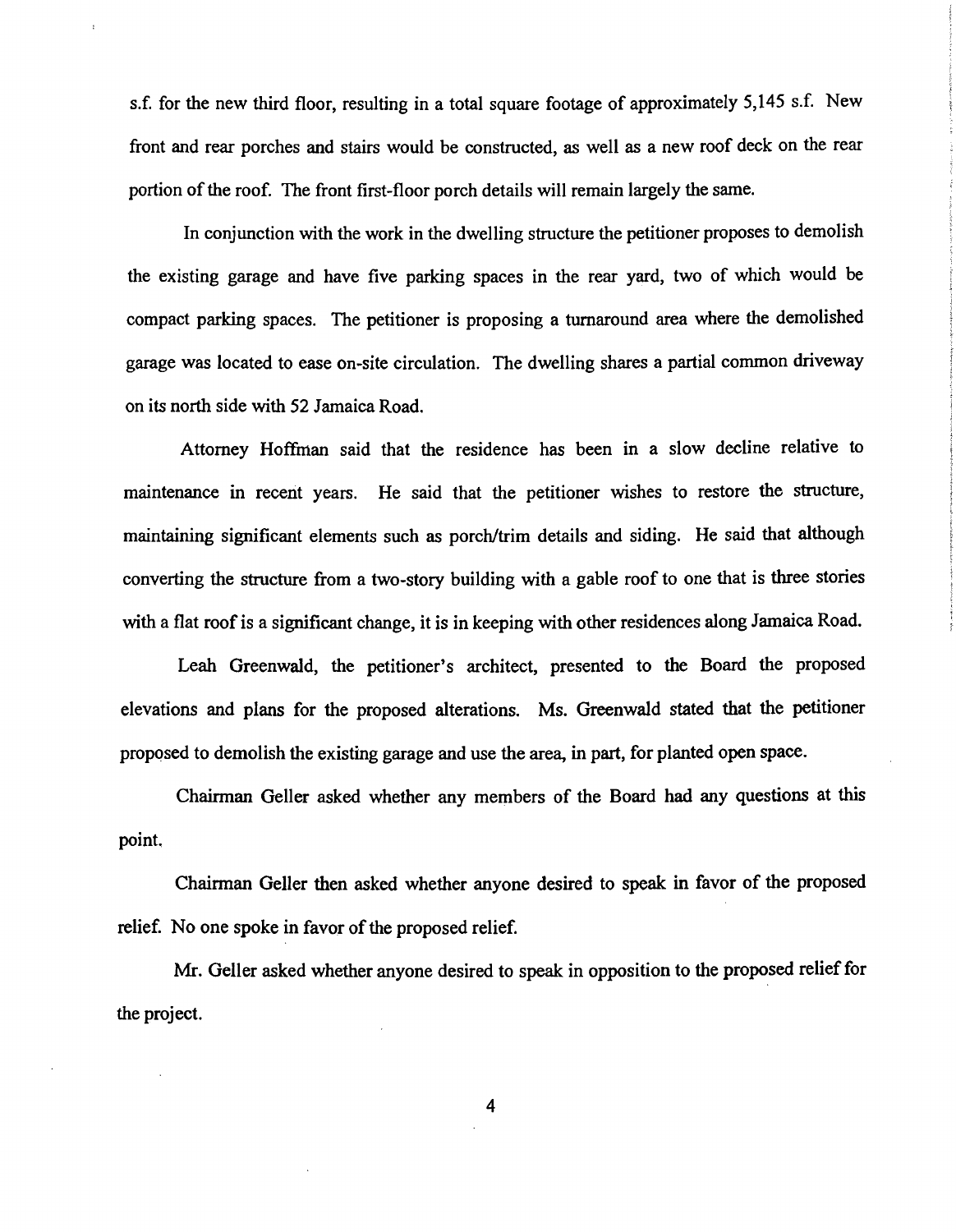s.f. for the new third floor, resulting in a total square footage of approximately 5,145 s.f. New front and rear porches and stairs would be constructed, as well as a new roof deck on the rear portion of the roof. The front first-floor porch details will remain largely the same.

In conjunction with the work in the dwelling structure the petitioner proposes to demolish the existing garage and have five parking spaces in the rear yard, two of which would be compact parking spaces. The petitioner is proposing a turnaround area where the demolished garage was located to ease on-site circulation. The dwelling shares a partial common driveway on its north side with 52 Jamaica Road.

Attorney Hoffman said that the residence has been in a slow decline relative to maintenance in recent years. He said that the petitioner wishes to restore the structure, maintaining significant elements such as porch/trim details and siding. He said that although converting the structure from a two-story building with a gable roof to one that is three stories with a flat roof is a significant change, it is in keeping with other residences along Jamaica Road.

Leah Greenwald, the petitioner's architect, presented to the Board the proposed elevations and plans for the proposed alterations. Ms. Greenwald stated that the petitioner proposed to demolish the existing garage and use the area, in part, for planted open space.

Chairman Geller asked whether any members of the Board had any questions at this point.

Chairman Geller then asked whether anyone desired to speak in favor of the proposed relief. No one spoke in favor of the proposed relief.

Mr. Geller asked whether anyone desired to speak in opposition to the proposed relief for the project.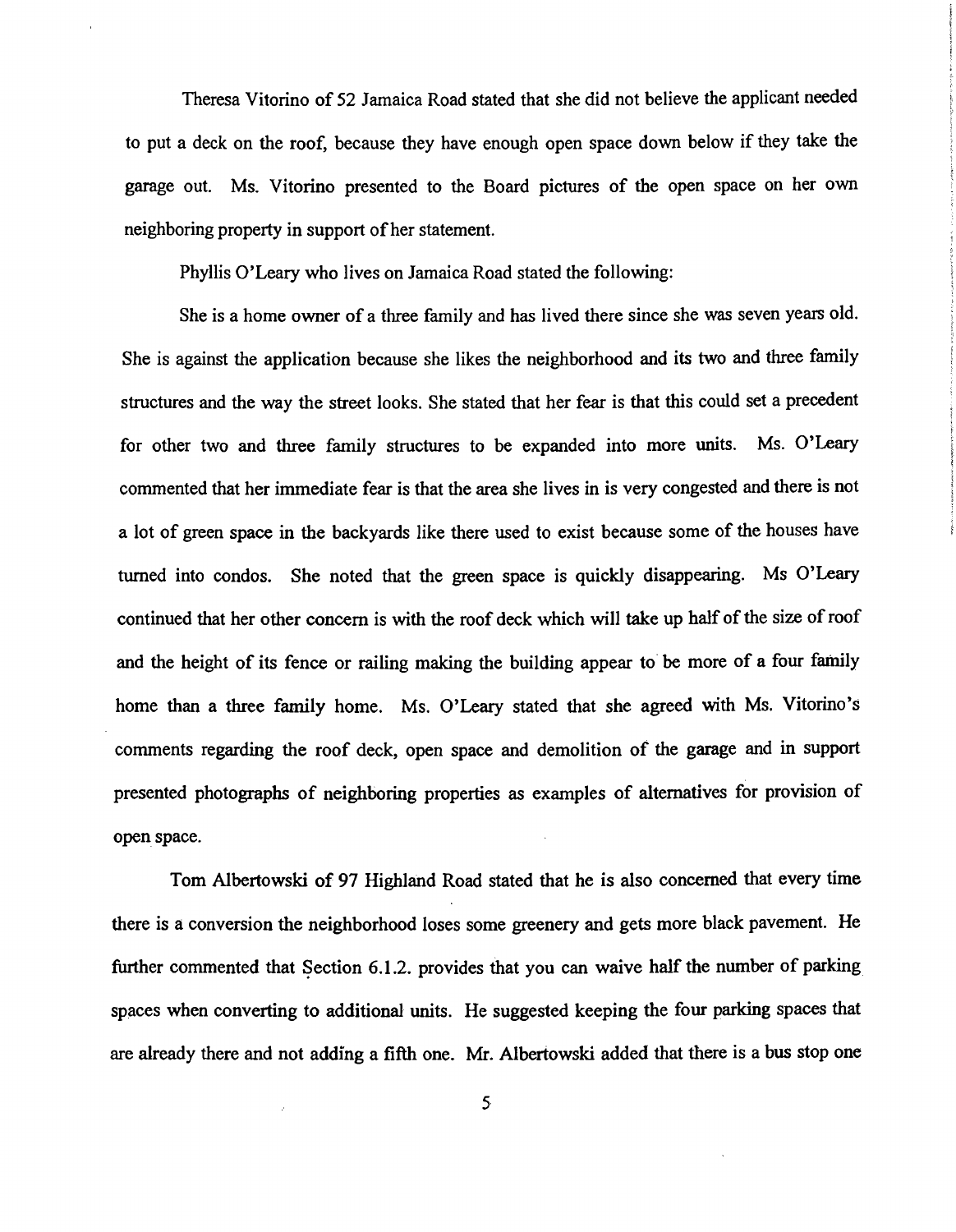Theresa Vitorino of 52 Jamaica Road stated that she did not believe the applicant needed to put a deck on the roof, because they have enough open space down below if they take the garage out. Ms. Vitorino presented to the Board pictures of the open space on her own neighboring property in support of her statement.

Phyllis O'Leary who lives on Jamaica Road stated the following:

She is a home owner of a three family and has lived there since she was seven years old. She is against the application because she likes the neighborhood and its two and three family structures and the way the street looks. She stated that her fear is that this could set a precedent for other two and three family structures to be expanded into more units. Ms. O'Leary commented that her immediate fear is that the area she lives in is very congested and there is not a lot of green space in the backyards like there used to exist because some of the houses have turned into condos. She noted that the green space is quickly disappearing. Ms O'Leary continued that her other concern is with the roof deck which will take up half of the size of roof and the height of its fence or railing making the building appear to be more of a four family home than a three family home. Ms. O'Leary stated that she agreed with Ms. Vitorino's comments regarding the roof deck, open space and demolition of the garage and in support presented photographs of neighboring properties as examples of alternatives for provision of open space.

Tom Albertowski of 97 Highland Road stated that he is also concerned that every time there is a conversion the neighborhood loses some greenery and gets more black pavement. He further commented that Section 6.1.2. provides that you can waive half the number of parking spaces when converting to additional units. He suggested keeping the four parking spaces that are already there and not adding a fifth one. Mr. Albertowski added that there is a bus stop one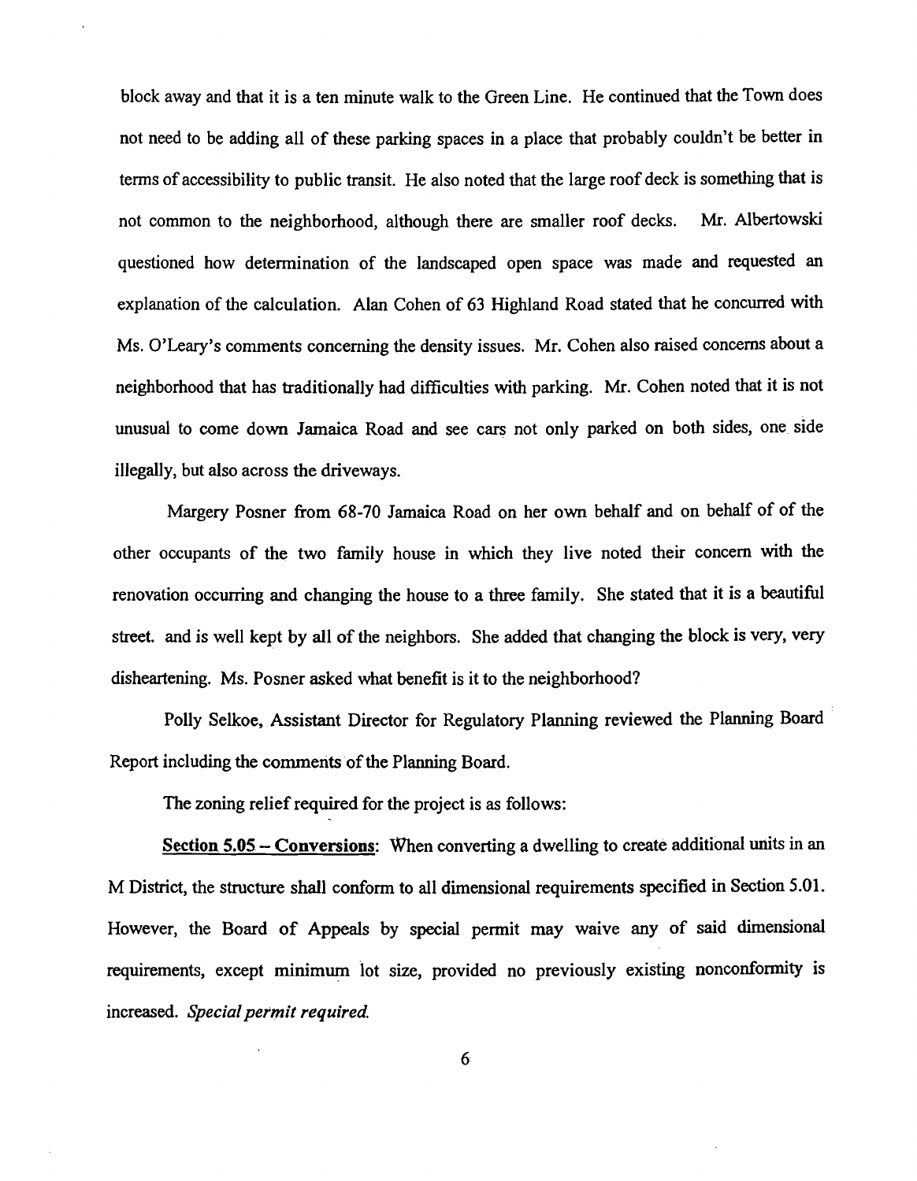block away and that it is a ten minute walk to the Green Line. He continued that the Town does not need to be adding all of these parking spaces in a place that probably couldn't be better in terms of accessibility to public transit. He also noted that the large roof deck is something that is not common to the neighborhood, although there are smaller roof decks. Mr. Albertowski questioned how determination of the landscaped open space was made and requested an explanation of the calculation. Alan Cohen of 63 Highland Road stated that he concurred with Ms. O'Leary's comments concerning the density issues. Mr. Cohen also raised concerns about a neighborhood that has traditionally had difficulties with parking. Mr. Cohen noted that it is not unusual to come down Jamaica Road and see cars not only parked on both sides, one side illegally, but also across the driveways.

Margery Posner from 68-70 Jamaica Road on her own behalf and on behalf of of the other occupants of the two family house in which they live noted their concern with the renovation occurring and changing the house to a three family. She stated that it is a beautiful street. and is well kept by all of the neighbors. She added that changing the block is very, very disheartening. Ms. Posner asked what benefit is it to the neighborhood?

Polly Selkoe, Assistant Director for Regulatory Planning reviewed the Planning Board Report including the comments of the Planning Board.

The zoning relief required for the project is as follows:

**Section 5.05 – Conversions**: When converting a dwelling to create additional units in an M District, the structure shall conform to all dimensional requirements specified in Section 5.01. However, the Board of Appeals by special permit may waive any of said dimensional requirements, except minimum lot size, provided no previously existing nonconformity is increased. *Special permit required.*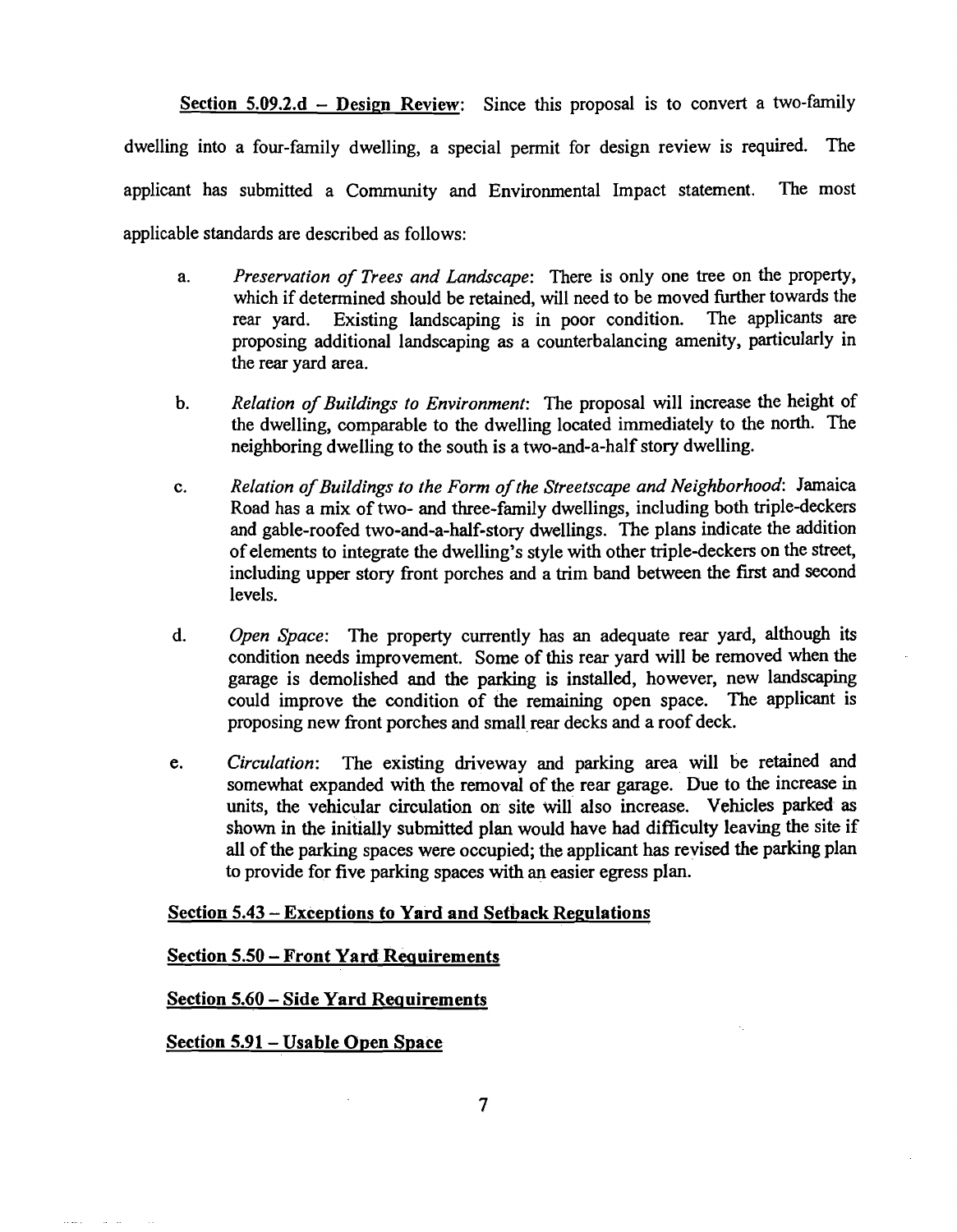**<u>Section 5.09.2.d – Design Review</u>**: Since this proposal is to convert a two-family dwelling into a four-family dwelling, a special permit for design review is required. The applicant has submitted a Community and Environmental Impact statement. The most applicable standards are described as follows:

a. *Preservation of Trees and Landscape*: There is only one tree on the property, which if determined should be retained, will need to be moved further towards the rear yard. Existing landscaping is in poor condition. The applicants are proposing additional landscaping as a counterbalancing amenity, particularly in the rear yard area.

b. *Relation of Buildings to Environment*: The proposal will increase the height of the dwelling, comparable to the dwelling located immediately to the north. The neighboring dwelling to the south is a two-and-a-half story dwelling.

c. *Relation of Buildings to the Form of the Streetscape and Neighborhood*: Jamaica Road has a mix of two- and three-family dwellings, including both triple-deckers and gable-roofed two-and-a-half-story dwellings. The plans indicate the addition of elements to integrate the dwelling's style with other triple-deckers on the street, including upper story front porches and a trim band between the first and second levels.

d. *Open Space*: The property currently has an adequate rear yard, although its condition needs improvement. Some of this rear yard will be removed when the garage is demolished and the parking is installed, however, new landscaping could improve the condition of the remaining open space. The applicant is proposing new front porches and small rear decks and a roof deck.

e. *Circulation*: The existing driveway and parking area will be retained and somewhat expanded with the removal of the rear garage. Due to the increase in units, the vehicular circulation on site will also increase. Vehicles parked as shown in the initially submitted plan would have had difficulty leaving the site if all of the parking spaces were occupied; the applicant has revised the parking plan to provide for five parking spaces with an easier egress plan.

**<u>Section 5.43 – Exceptions to Yard and Setback Regulations</u>**

**<u>Section 5.50 – Front Yard Requirements</u>**

**<u>Section 5.60 – Side Yard Requirements</u>**

**<u>Section 5.91 – Usable Open Space</u>**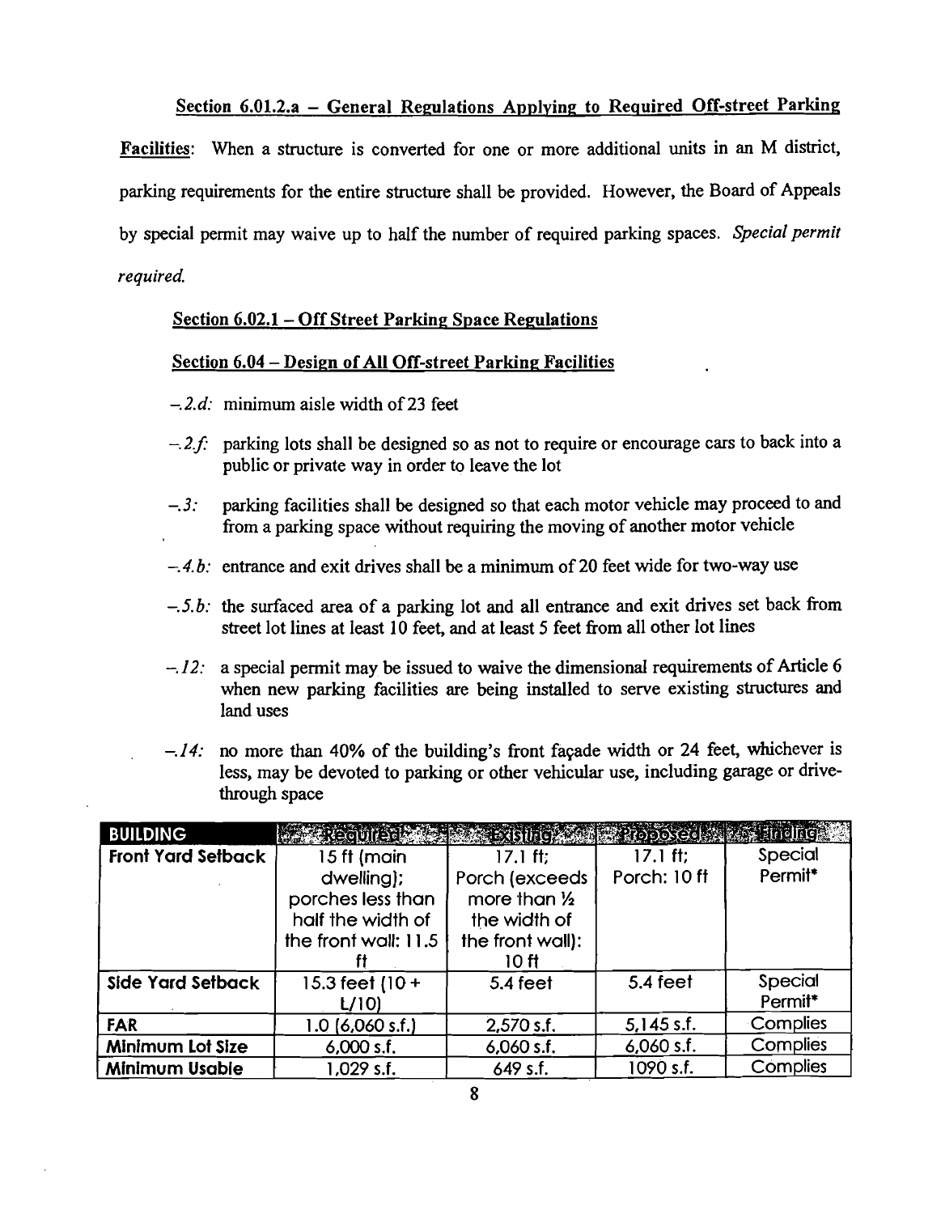<u>Section 6.01.2.a – General Regulations Applying to Required Off-street Parking Facilities</u>: When a structure is converted for one or more additional units in an M district, parking requirements for the entire structure shall be provided. However, the Board of Appeals by special permit may waive up to half the number of required parking spaces. *Special permit required.*

<u>Section 6.02.1 – Off Street Parking Space Regulations</u>

<u>Section 6.04 – Design of All Off-street Parking Facilities</u>

*-.2.d:* minimum aisle width of 23 feet

*-.2.f:* parking lots shall be designed so as not to require or encourage cars to back into a public or private way in order to leave the lot

*-.3:* parking facilities shall be designed so that each motor vehicle may proceed to and from a parking space without requiring the moving of another motor vehicle

*-.4.b:* entrance and exit drives shall be a minimum of 20 feet wide for two-way use

*-.5.b:* the surfaced area of a parking lot and all entrance and exit drives set back from street lot lines at least 10 feet, and at least 5 feet from all other lot lines

*-.12:* a special permit may be issued to waive the dimensional requirements of Article 6 when new parking facilities are being installed to serve existing structures and land uses

*-.14:* no more than 40% of the building's front façade width or 24 feet, whichever is less, may be devoted to parking or other vehicular use, including garage or drive-through space

| BUILDING | Required | Existing | Proposed | Finding |
|---|---|---|---|---|
| **Front Yard Setback** | 15 ft (main dwelling); porches less than half the width of the front wall: 11.5 ft | 17.1 ft; Porch (exceeds more than ½ the width of the front wall): 10 ft | 17.1 ft; Porch: 10 ft | Special Permit* |
| **Side Yard Setback** | 15.3 feet (10 + L/10) | 5.4 feet | 5.4 feet | Special Permit* |
| **FAR** | 1.0 (6,060 s.f.) | 2,570 s.f. | 5,145 s.f. | Complies |
| **Minimum Lot Size** | 6,000 s.f. | 6,060 s.f. | 6,060 s.f. | Complies |
| **Minimum Usable** | 1,029 s.f. | 649 s.f. | 1090 s.f. | Complies |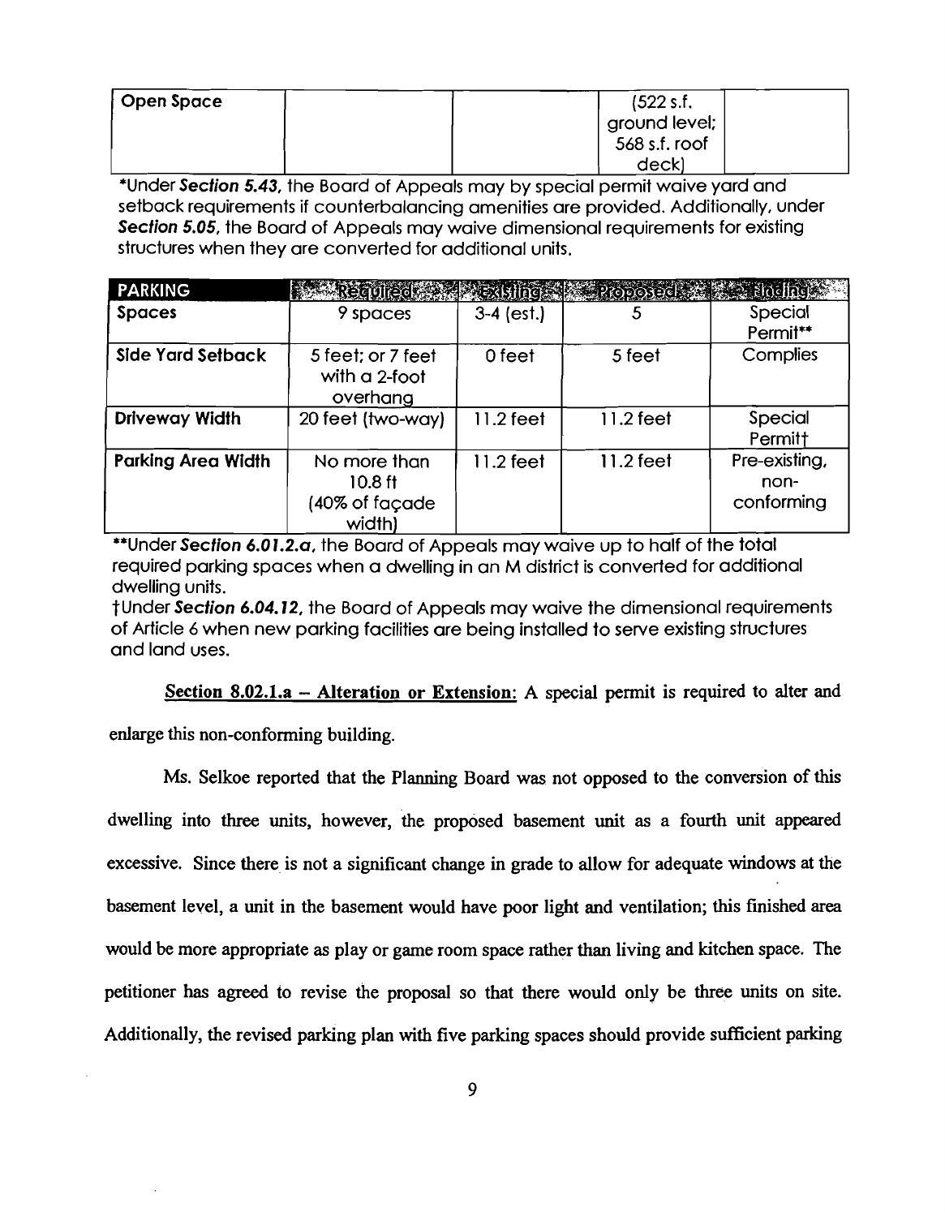| Open Space | | | (522 s.f. ground level; 568 s.f. roof deck) | |
|---|---|---|---|---|

*Under ***Section 5.43***, the Board of Appeals may by special permit waive yard and setback requirements if counterbalancing amenities are provided. Additionally, under ***Section 5.05***, the Board of Appeals may waive dimensional requirements for existing structures when they are converted for additional units.

| PARKING | Required | Existing | Proposed | Finding |
|---|---|---|---|---|
| **Spaces** | 9 spaces | 3-4 (est.) | 5 | Special Permit** |
| **Side Yard Setback** | 5 feet; or 7 feet with a 2-foot overhang | 0 feet | 5 feet | Complies |
| **Driveway Width** | 20 feet (two-way) | 11.2 feet | 11.2 feet | Special Permit† |
| **Parking Area Width** | No more than 10.8 ft (40% of façade width) | 11.2 feet | 11.2 feet | Pre-existing, non-conforming |

**Under ***Section 6.01.2.a***, the Board of Appeals may waive up to half of the total required parking spaces when a dwelling in an M district is converted for additional dwelling units.

†Under ***Section 6.04.12***, the Board of Appeals may waive the dimensional requirements of Article 6 when new parking facilities are being installed to serve existing structures and land uses.

**Section 8.02.1.a – Alteration or Extension:** A special permit is required to alter and enlarge this non-conforming building.

Ms. Selkoe reported that the Planning Board was not opposed to the conversion of this dwelling into three units, however, the proposed basement unit as a fourth unit appeared excessive. Since there is not a significant change in grade to allow for adequate windows at the basement level, a unit in the basement would have poor light and ventilation; this finished area would be more appropriate as play or game room space rather than living and kitchen space. The petitioner has agreed to revise the proposal so that there would only be three units on site. Additionally, the revised parking plan with five parking spaces should provide sufficient parking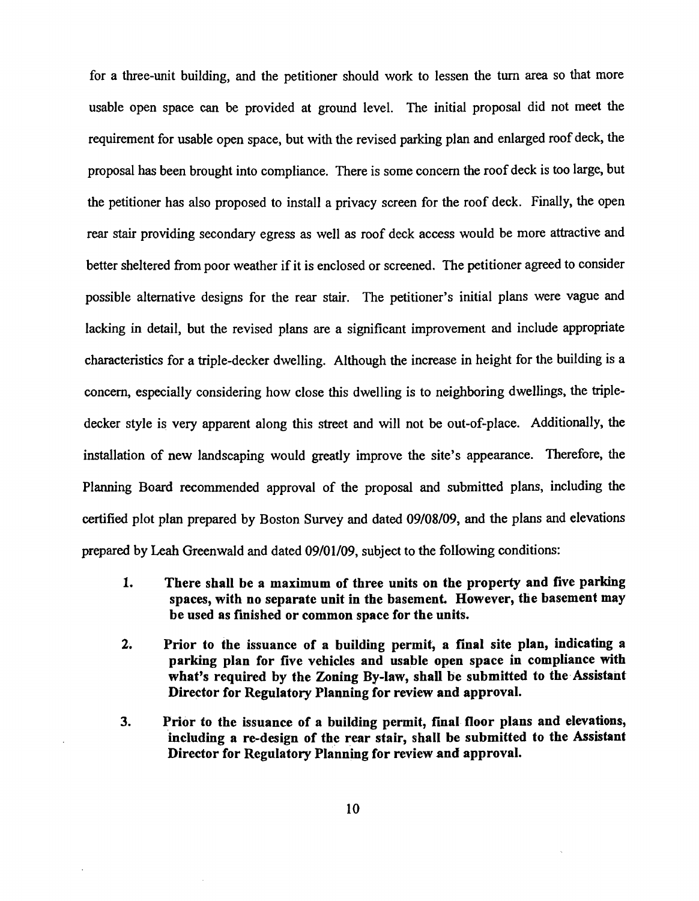for a three-unit building, and the petitioner should work to lessen the turn area so that more usable open space can be provided at ground level. The initial proposal did not meet the requirement for usable open space, but with the revised parking plan and enlarged roof deck, the proposal has been brought into compliance. There is some concern the roof deck is too large, but the petitioner has also proposed to install a privacy screen for the roof deck. Finally, the open rear stair providing secondary egress as well as roof deck access would be more attractive and better sheltered from poor weather if it is enclosed or screened. The petitioner agreed to consider possible alternative designs for the rear stair. The petitioner's initial plans were vague and lacking in detail, but the revised plans are a significant improvement and include appropriate characteristics for a triple-decker dwelling. Although the increase in height for the building is a concern, especially considering how close this dwelling is to neighboring dwellings, the triple-decker style is very apparent along this street and will not be out-of-place. Additionally, the installation of new landscaping would greatly improve the site's appearance. Therefore, the Planning Board recommended approval of the proposal and submitted plans, including the certified plot plan prepared by Boston Survey and dated 09/08/09, and the plans and elevations prepared by Leah Greenwald and dated 09/01/09, subject to the following conditions:

1. **There shall be a maximum of three units on the property and five parking spaces, with no separate unit in the basement. However, the basement may be used as finished or common space for the units.**

2. **Prior to the issuance of a building permit, a final site plan, indicating a parking plan for five vehicles and usable open space in compliance with what's required by the Zoning By-law, shall be submitted to the Assistant Director for Regulatory Planning for review and approval.**

3. **Prior to the issuance of a building permit, final floor plans and elevations, including a re-design of the rear stair, shall be submitted to the Assistant Director for Regulatory Planning for review and approval.**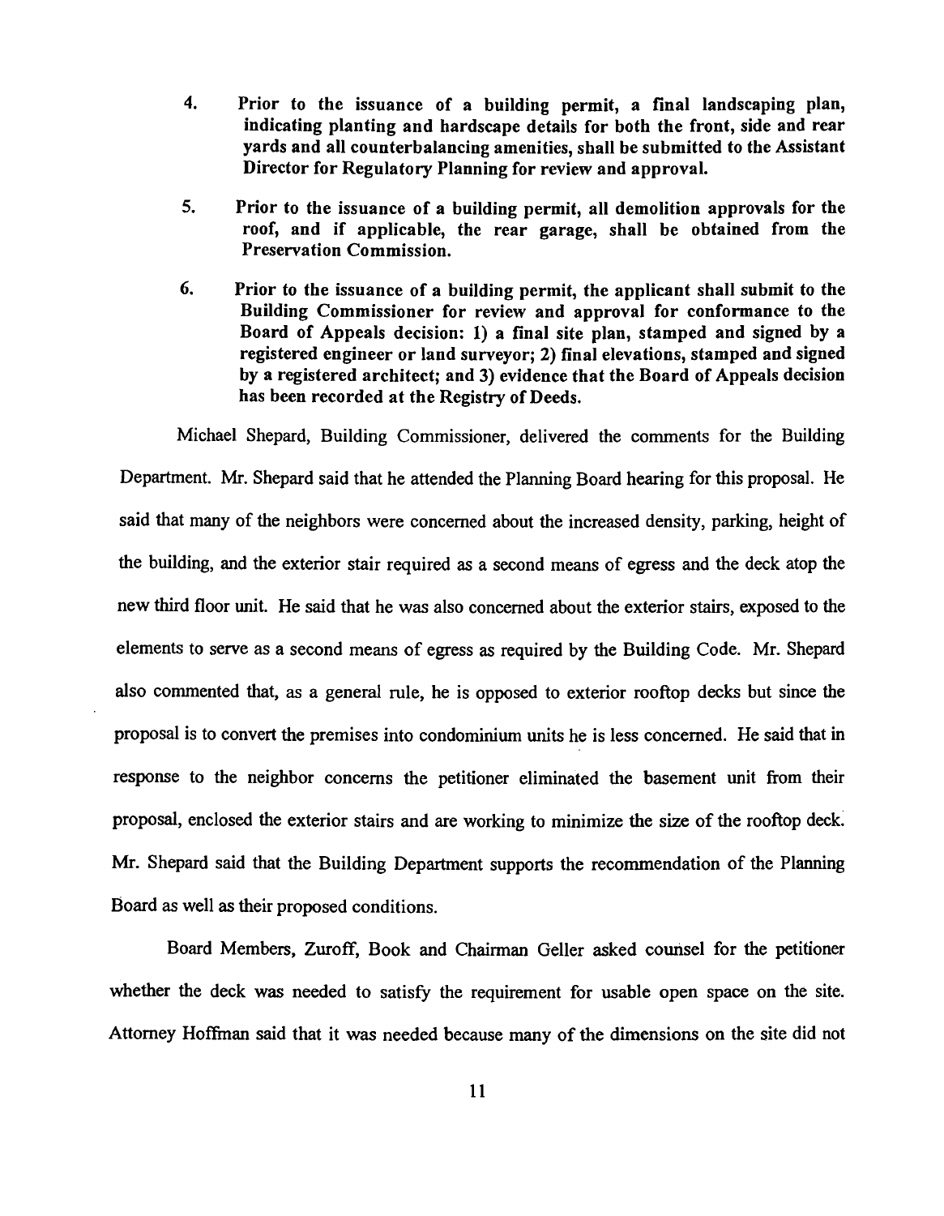4. **Prior to the issuance of a building permit, a final landscaping plan, indicating planting and hardscape details for both the front, side and rear yards and all counterbalancing amenities, shall be submitted to the Assistant Director for Regulatory Planning for review and approval.**

5. **Prior to the issuance of a building permit, all demolition approvals for the roof, and if applicable, the rear garage, shall be obtained from the Preservation Commission.**

6. **Prior to the issuance of a building permit, the applicant shall submit to the Building Commissioner for review and approval for conformance to the Board of Appeals decision: 1) a final site plan, stamped and signed by a registered engineer or land surveyor; 2) final elevations, stamped and signed by a registered architect; and 3) evidence that the Board of Appeals decision has been recorded at the Registry of Deeds.**

Michael Shepard, Building Commissioner, delivered the comments for the Building Department. Mr. Shepard said that he attended the Planning Board hearing for this proposal. He said that many of the neighbors were concerned about the increased density, parking, height of the building, and the exterior stair required as a second means of egress and the deck atop the new third floor unit. He said that he was also concerned about the exterior stairs, exposed to the elements to serve as a second means of egress as required by the Building Code. Mr. Shepard also commented that, as a general rule, he is opposed to exterior rooftop decks but since the proposal is to convert the premises into condominium units he is less concerned. He said that in response to the neighbor concerns the petitioner eliminated the basement unit from their proposal, enclosed the exterior stairs and are working to minimize the size of the rooftop deck. Mr. Shepard said that the Building Department supports the recommendation of the Planning Board as well as their proposed conditions.

Board Members, Zuroff, Book and Chairman Geller asked counsel for the petitioner whether the deck was needed to satisfy the requirement for usable open space on the site. Attorney Hoffman said that it was needed because many of the dimensions on the site did not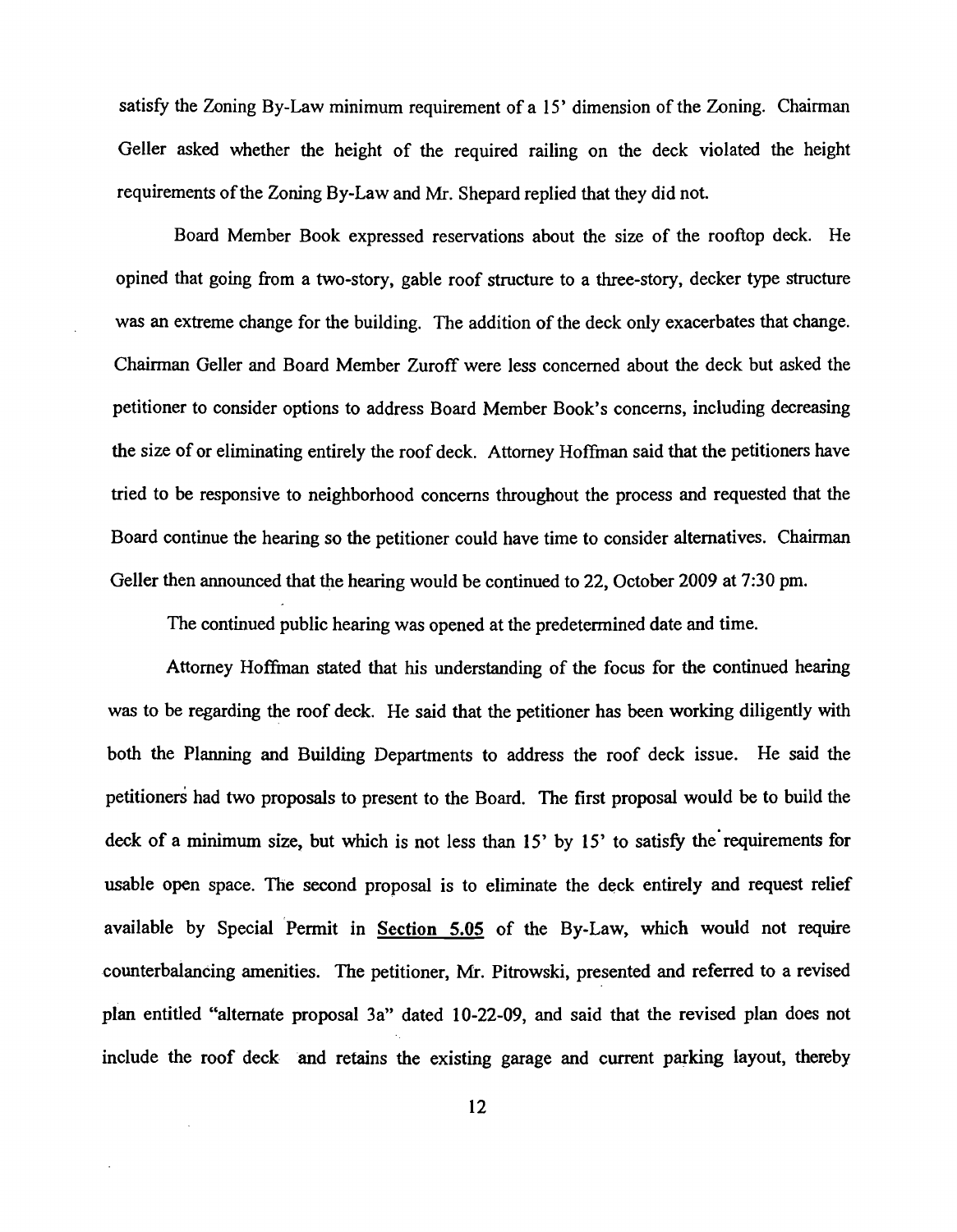satisfy the Zoning By-Law minimum requirement of a 15' dimension of the Zoning. Chairman Geller asked whether the height of the required railing on the deck violated the height requirements of the Zoning By-Law and Mr. Shepard replied that they did not.

Board Member Book expressed reservations about the size of the rooftop deck. He opined that going from a two-story, gable roof structure to a three-story, decker type structure was an extreme change for the building. The addition of the deck only exacerbates that change. Chairman Geller and Board Member Zuroff were less concerned about the deck but asked the petitioner to consider options to address Board Member Book's concerns, including decreasing the size of or eliminating entirely the roof deck. Attorney Hoffman said that the petitioners have tried to be responsive to neighborhood concerns throughout the process and requested that the Board continue the hearing so the petitioner could have time to consider alternatives. Chairman Geller then announced that the hearing would be continued to 22, October 2009 at 7:30 pm.

The continued public hearing was opened at the predetermined date and time.

Attorney Hoffman stated that his understanding of the focus for the continued hearing was to be regarding the roof deck. He said that the petitioner has been working diligently with both the Planning and Building Departments to address the roof deck issue. He said the petitioners had two proposals to present to the Board. The first proposal would be to build the deck of a minimum size, but which is not less than 15' by 15' to satisfy the requirements for usable open space. The second proposal is to eliminate the deck entirely and request relief available by Special Permit in <u>Section 5.05</u> of the By-Law, which would not require counterbalancing amenities. The petitioner, Mr. Pitrowski, presented and referred to a revised plan entitled "alternate proposal 3a" dated 10-22-09, and said that the revised plan does not include the roof deck and retains the existing garage and current parking layout, thereby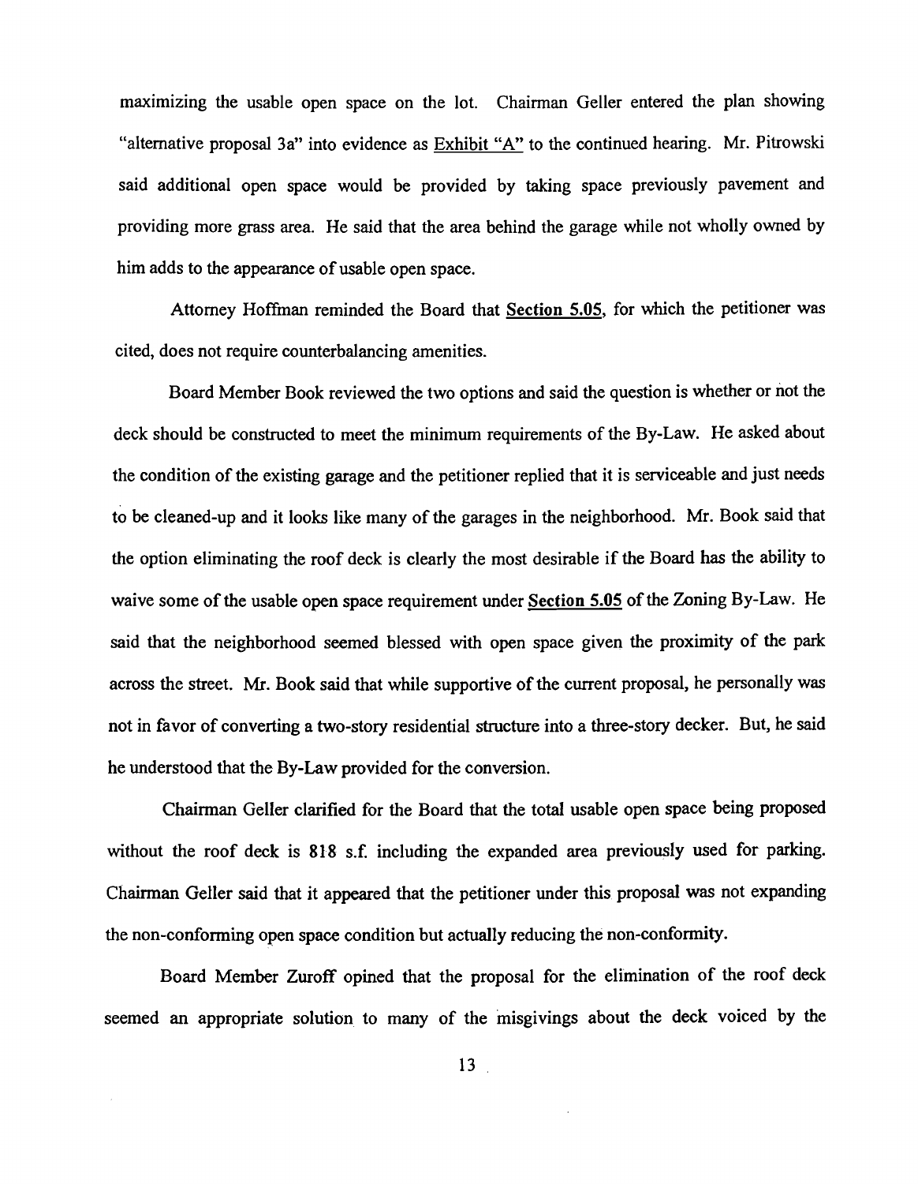maximizing the usable open space on the lot. Chairman Geller entered the plan showing "alternative proposal 3a" into evidence as Exhibit "A" to the continued hearing. Mr. Pitrowski said additional open space would be provided by taking space previously pavement and providing more grass area. He said that the area behind the garage while not wholly owned by him adds to the appearance of usable open space.

Attorney Hoffman reminded the Board that **Section 5.05**, for which the petitioner was cited, does not require counterbalancing amenities.

Board Member Book reviewed the two options and said the question is whether or not the deck should be constructed to meet the minimum requirements of the By-Law. He asked about the condition of the existing garage and the petitioner replied that it is serviceable and just needs to be cleaned-up and it looks like many of the garages in the neighborhood. Mr. Book said that the option eliminating the roof deck is clearly the most desirable if the Board has the ability to waive some of the usable open space requirement under **Section 5.05** of the Zoning By-Law. He said that the neighborhood seemed blessed with open space given the proximity of the park across the street. Mr. Book said that while supportive of the current proposal, he personally was not in favor of converting a two-story residential structure into a three-story decker. But, he said he understood that the By-Law provided for the conversion.

Chairman Geller clarified for the Board that the total usable open space being proposed without the roof deck is 818 s.f. including the expanded area previously used for parking. Chairman Geller said that it appeared that the petitioner under this proposal was not expanding the non-conforming open space condition but actually reducing the non-conformity.

Board Member Zuroff opined that the proposal for the elimination of the roof deck seemed an appropriate solution to many of the misgivings about the deck voiced by the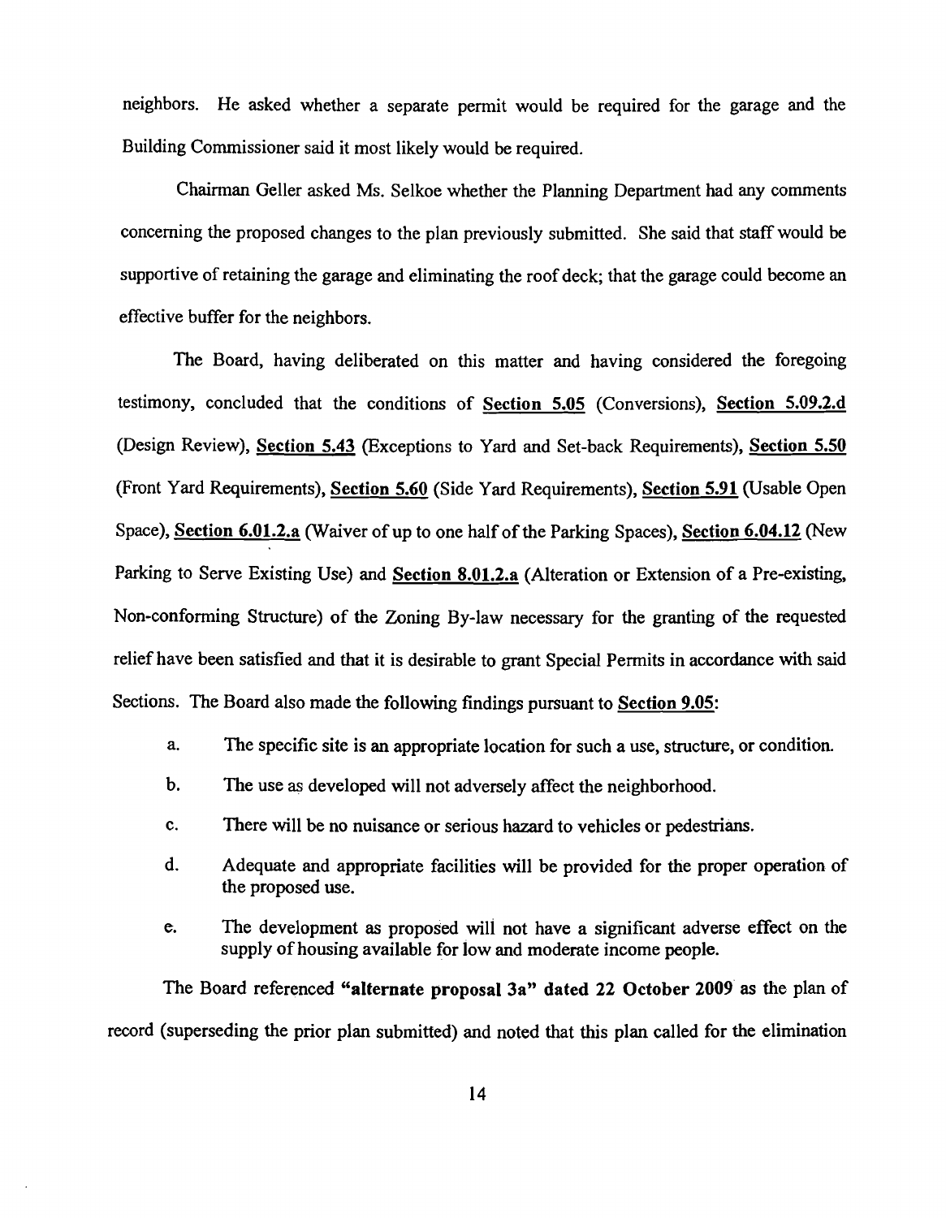neighbors. He asked whether a separate permit would be required for the garage and the Building Commissioner said it most likely would be required.

Chairman Geller asked Ms. Selkoe whether the Planning Department had any comments concerning the proposed changes to the plan previously submitted. She said that staff would be supportive of retaining the garage and eliminating the roof deck; that the garage could become an effective buffer for the neighbors.

The Board, having deliberated on this matter and having considered the foregoing testimony, concluded that the conditions of **Section 5.05** (Conversions), **Section 5.09.2.d** (Design Review), **Section 5.43** (Exceptions to Yard and Set-back Requirements), **Section 5.50** (Front Yard Requirements), **Section 5.60** (Side Yard Requirements), **Section 5.91** (Usable Open Space), **Section 6.01.2.a** (Waiver of up to one half of the Parking Spaces), **Section 6.04.12** (New Parking to Serve Existing Use) and **Section 8.01.2.a** (Alteration or Extension of a Pre-existing, Non-conforming Structure) of the Zoning By-law necessary for the granting of the requested relief have been satisfied and that it is desirable to grant Special Permits in accordance with said Sections. The Board also made the following findings pursuant to **Section 9.05**:

a. The specific site is an appropriate location for such a use, structure, or condition.

b. The use as developed will not adversely affect the neighborhood.

c. There will be no nuisance or serious hazard to vehicles or pedestrians.

d. Adequate and appropriate facilities will be provided for the proper operation of the proposed use.

e. The development as proposed will not have a significant adverse effect on the supply of housing available for low and moderate income people.

The Board referenced **"alternate proposal 3a" dated 22 October 2009** as the plan of record (superseding the prior plan submitted) and noted that this plan called for the elimination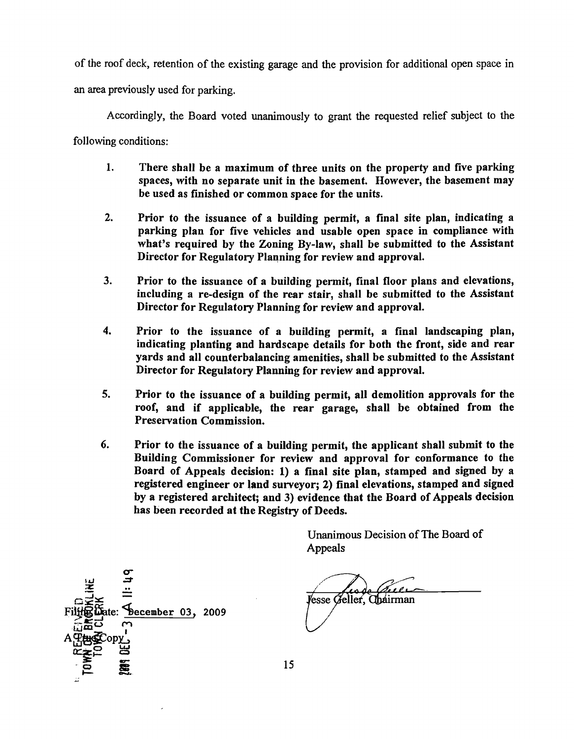of the roof deck, retention of the existing garage and the provision for additional open space in an area previously used for parking.

Accordingly, the Board voted unanimously to grant the requested relief subject to the following conditions:

1. **There shall be a maximum of three units on the property and five parking spaces, with no separate unit in the basement. However, the basement may be used as finished or common space for the units.**

2. **Prior to the issuance of a building permit, a final site plan, indicating a parking plan for five vehicles and usable open space in compliance with what's required by the Zoning By-law, shall be submitted to the Assistant Director for Regulatory Planning for review and approval.**

3. **Prior to the issuance of a building permit, final floor plans and elevations, including a re-design of the rear stair, shall be submitted to the Assistant Director for Regulatory Planning for review and approval.**

4. **Prior to the issuance of a building permit, a final landscaping plan, indicating planting and hardscape details for both the front, side and rear yards and all counterbalancing amenities, shall be submitted to the Assistant Director for Regulatory Planning for review and approval.**

5. **Prior to the issuance of a building permit, all demolition approvals for the roof, and if applicable, the rear garage, shall be obtained from the Preservation Commission.**

6. **Prior to the issuance of a building permit, the applicant shall submit to the Building Commissioner for review and approval for conformance to the Board of Appeals decision: 1) a final site plan, stamped and signed by a registered engineer or land surveyor; 2) final elevations, stamped and signed by a registered architect; and 3) evidence that the Board of Appeals decision has been recorded at the Registry of Deeds.**

Unanimous Decision of The Board of Appeals

Jesse Geller, Chairman

Filing Date: December 03, 2009

A True Copy

RECEIVED TOWN OF BROOKLINE TOWN CLERK 2009 DEC -3 A 11:49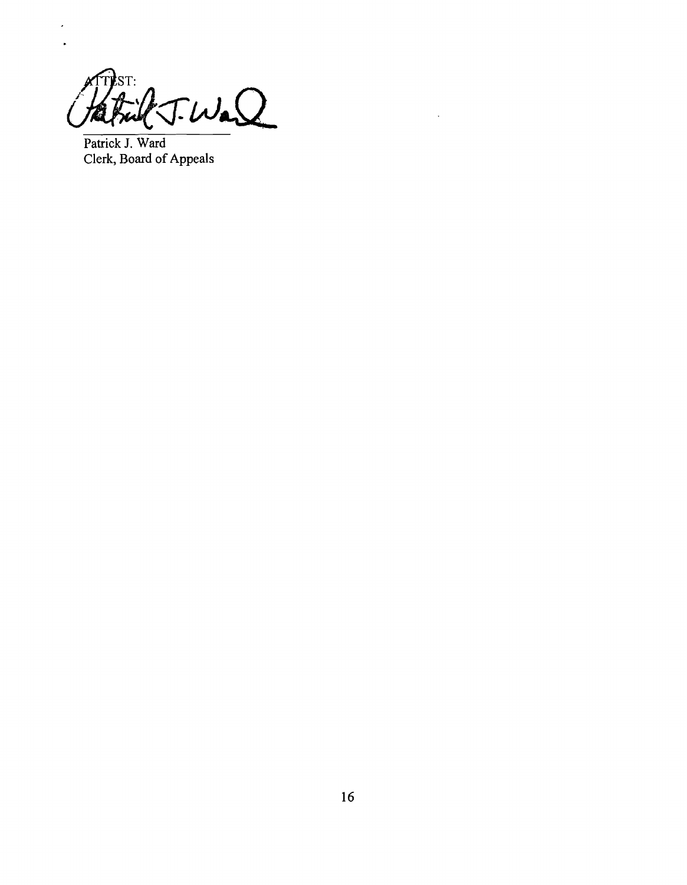ATTEST:

Patrick J. Ward
Clerk, Board of Appeals